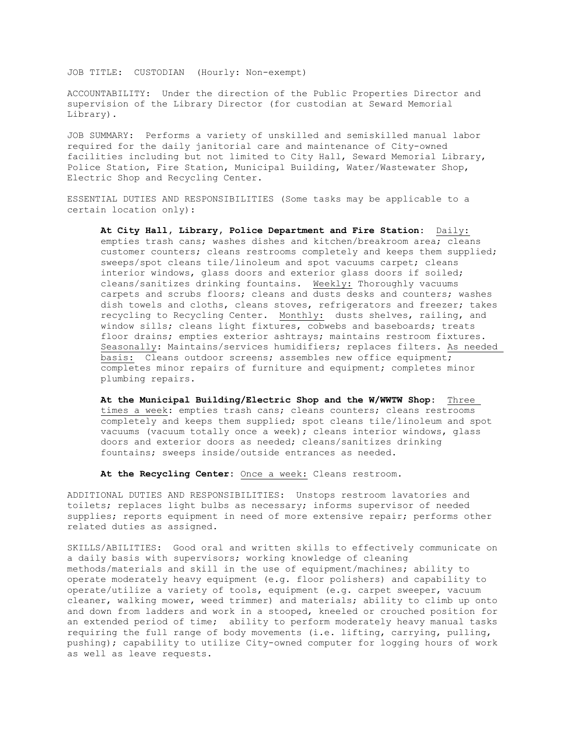JOB TITLE: CUSTODIAN (Hourly: Non-exempt)

ACCOUNTABILITY: Under the direction of the Public Properties Director and supervision of the Library Director (for custodian at Seward Memorial Library).

JOB SUMMARY: Performs a variety of unskilled and semiskilled manual labor required for the daily janitorial care and maintenance of City-owned facilities including but not limited to City Hall, Seward Memorial Library, Police Station, Fire Station, Municipal Building, Water/Wastewater Shop, Electric Shop and Recycling Center.

ESSENTIAL DUTIES AND RESPONSIBILITIES (Some tasks may be applicable to a certain location only):

**At City Hall, Library, Police Department and Fire Station:** Daily: empties trash cans; washes dishes and kitchen/breakroom area; cleans customer counters; cleans restrooms completely and keeps them supplied; sweeps/spot cleans tile/linoleum and spot vacuums carpet; cleans interior windows, glass doors and exterior glass doors if soiled; cleans/sanitizes drinking fountains. Weekly: Thoroughly vacuums carpets and scrubs floors; cleans and dusts desks and counters; washes dish towels and cloths, cleans stoves, refrigerators and freezer; takes recycling to Recycling Center. Monthly: dusts shelves, railing, and window sills; cleans light fixtures, cobwebs and baseboards; treats floor drains; empties exterior ashtrays; maintains restroom fixtures. Seasonally: Maintains/services humidifiers; replaces filters. As needed basis: Cleans outdoor screens; assembles new office equipment; completes minor repairs of furniture and equipment; completes minor plumbing repairs.

**At the Municipal Building/Electric Shop and the W/WWTW Shop:** Three times a week: empties trash cans; cleans counters; cleans restrooms completely and keeps them supplied; spot cleans tile/linoleum and spot vacuums (vacuum totally once a week); cleans interior windows, glass doors and exterior doors as needed; cleans/sanitizes drinking fountains; sweeps inside/outside entrances as needed.

**At the Recycling Center:** Once a week: Cleans restroom.

ADDITIONAL DUTIES AND RESPONSIBILITIES: Unstops restroom lavatories and toilets; replaces light bulbs as necessary; informs supervisor of needed supplies; reports equipment in need of more extensive repair; performs other related duties as assigned.

SKILLS/ABILITIES: Good oral and written skills to effectively communicate on a daily basis with supervisors; working knowledge of cleaning methods/materials and skill in the use of equipment/machines; ability to operate moderately heavy equipment (e.g. floor polishers) and capability to operate/utilize a variety of tools, equipment (e.g. carpet sweeper, vacuum cleaner, walking mower, weed trimmer) and materials; ability to climb up onto and down from ladders and work in a stooped, kneeled or crouched position for an extended period of time; ability to perform moderately heavy manual tasks requiring the full range of body movements (i.e. lifting, carrying, pulling, pushing); capability to utilize City-owned computer for logging hours of work as well as leave requests.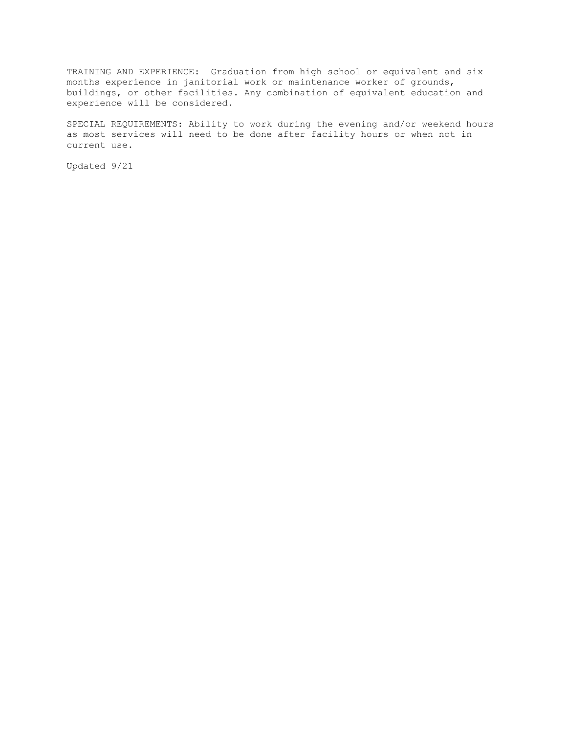TRAINING AND EXPERIENCE: Graduation from high school or equivalent and six months experience in janitorial work or maintenance worker of grounds, buildings, or other facilities. Any combination of equivalent education and experience will be considered.

SPECIAL REQUIREMENTS: Ability to work during the evening and/or weekend hours as most services will need to be done after facility hours or when not in current use.

Updated 9/21